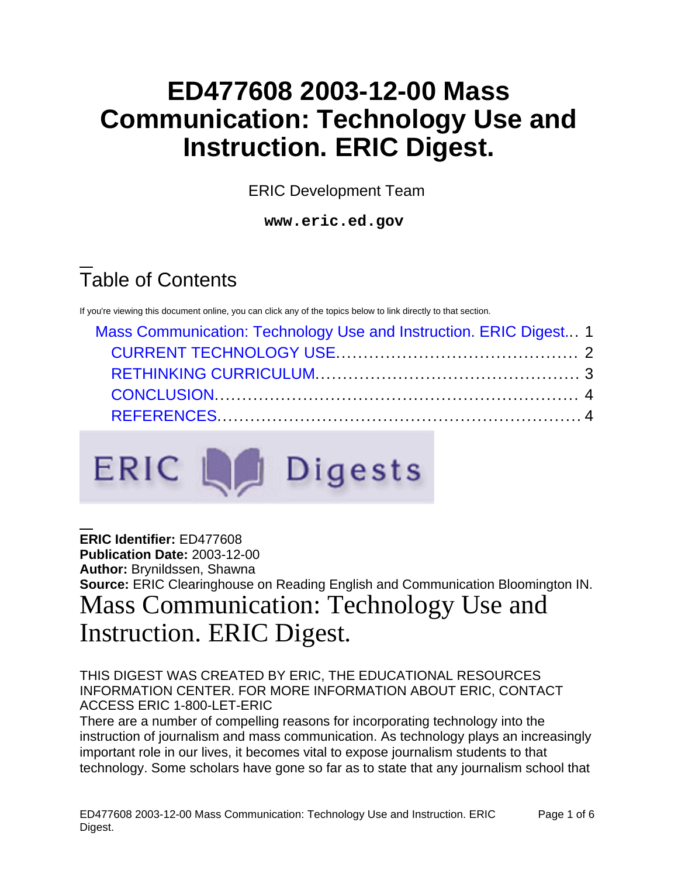# ED477608 2003-12-00 Mass Communication: Technology Use and Instruction. ERIC Digest.

ERIC Development Team

**www.eric.ed.gov**

## Table of Contents

If you're viewing this document online, you can click any of the topics below to link directly to that section.

- Mass Communication: Technology Use and Instruction. ERIC Digest... 1
  - CURRENT TECHNOLOGY USE... 2
  - RETHINKING CURRICULUM... 3
  - CONCLUSION... 4
  - REFERENCES... 4

ERIC Digests

**ERIC Identifier:** ED477608
**Publication Date:** 2003-12-00
**Author:** Brynildssen, Shawna
**Source:** ERIC Clearinghouse on Reading English and Communication Bloomington IN.

# Mass Communication: Technology Use and Instruction. ERIC Digest.

THIS DIGEST WAS CREATED BY ERIC, THE EDUCATIONAL RESOURCES INFORMATION CENTER. FOR MORE INFORMATION ABOUT ERIC, CONTACT ACCESS ERIC 1-800-LET-ERIC

There are a number of compelling reasons for incorporating technology into the instruction of journalism and mass communication. As technology plays an increasingly important role in our lives, it becomes vital to expose journalism students to that technology. Some scholars have gone so far as to state that any journalism school that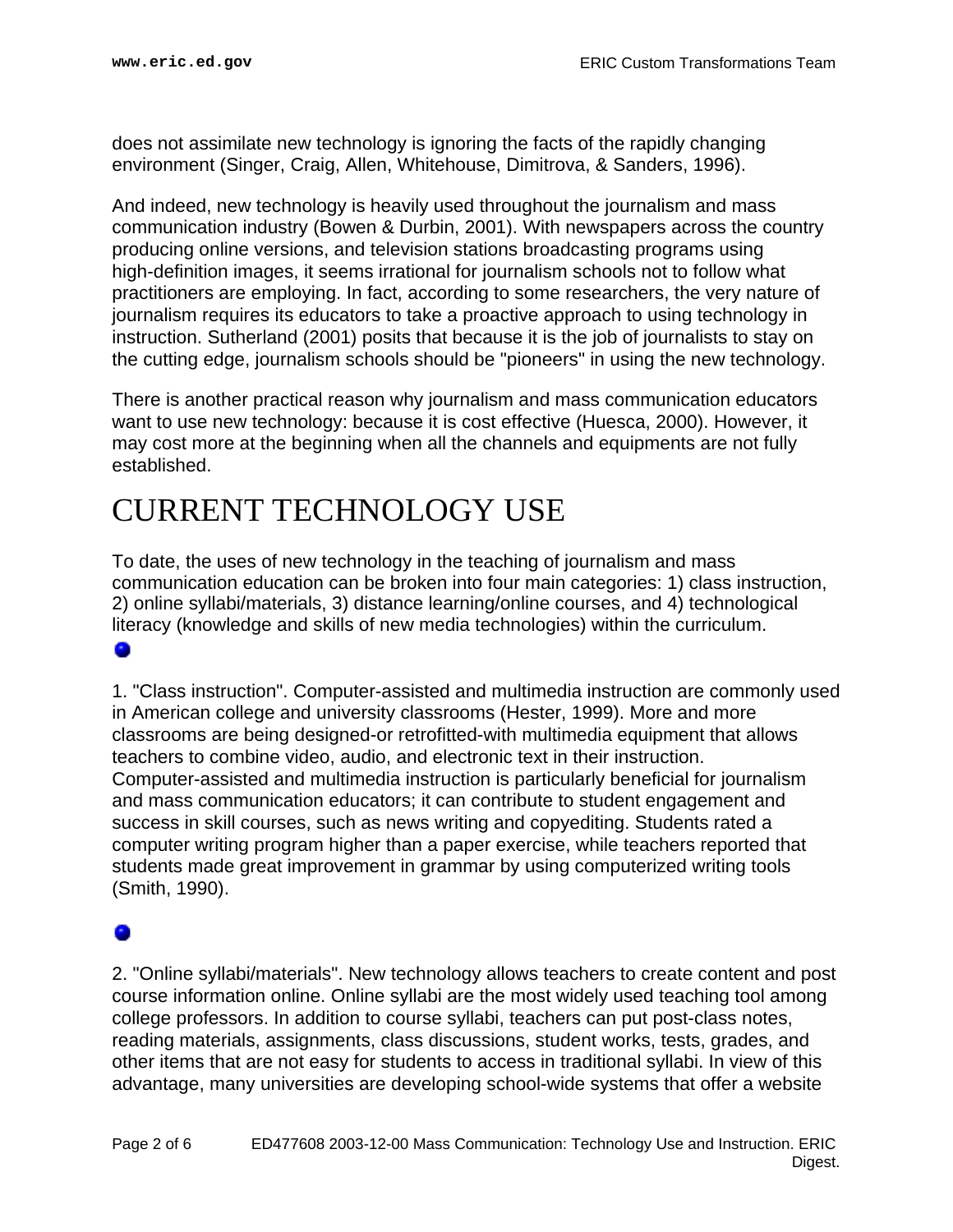does not assimilate new technology is ignoring the facts of the rapidly changing environment (Singer, Craig, Allen, Whitehouse, Dimitrova, & Sanders, 1996).

And indeed, new technology is heavily used throughout the journalism and mass communication industry (Bowen & Durbin, 2001). With newspapers across the country producing online versions, and television stations broadcasting programs using high-definition images, it seems irrational for journalism schools not to follow what practitioners are employing. In fact, according to some researchers, the very nature of journalism requires its educators to take a proactive approach to using technology in instruction. Sutherland (2001) posits that because it is the job of journalists to stay on the cutting edge, journalism schools should be "pioneers" in using the new technology.

There is another practical reason why journalism and mass communication educators want to use new technology: because it is cost effective (Huesca, 2000). However, it may cost more at the beginning when all the channels and equipments are not fully established.

# CURRENT TECHNOLOGY USE

To date, the uses of new technology in the teaching of journalism and mass communication education can be broken into four main categories: 1) class instruction, 2) online syllabi/materials, 3) distance learning/online courses, and 4) technological literacy (knowledge and skills of new media technologies) within the curriculum.

- 1. "Class instruction". Computer-assisted and multimedia instruction are commonly used in American college and university classrooms (Hester, 1999). More and more classrooms are being designed-or retrofitted-with multimedia equipment that allows teachers to combine video, audio, and electronic text in their instruction. Computer-assisted and multimedia instruction is particularly beneficial for journalism and mass communication educators; it can contribute to student engagement and success in skill courses, such as news writing and copyediting. Students rated a computer writing program higher than a paper exercise, while teachers reported that students made great improvement in grammar by using computerized writing tools (Smith, 1990).

- 2. "Online syllabi/materials". New technology allows teachers to create content and post course information online. Online syllabi are the most widely used teaching tool among college professors. In addition to course syllabi, teachers can put post-class notes, reading materials, assignments, class discussions, student works, tests, grades, and other items that are not easy for students to access in traditional syllabi. In view of this advantage, many universities are developing school-wide systems that offer a website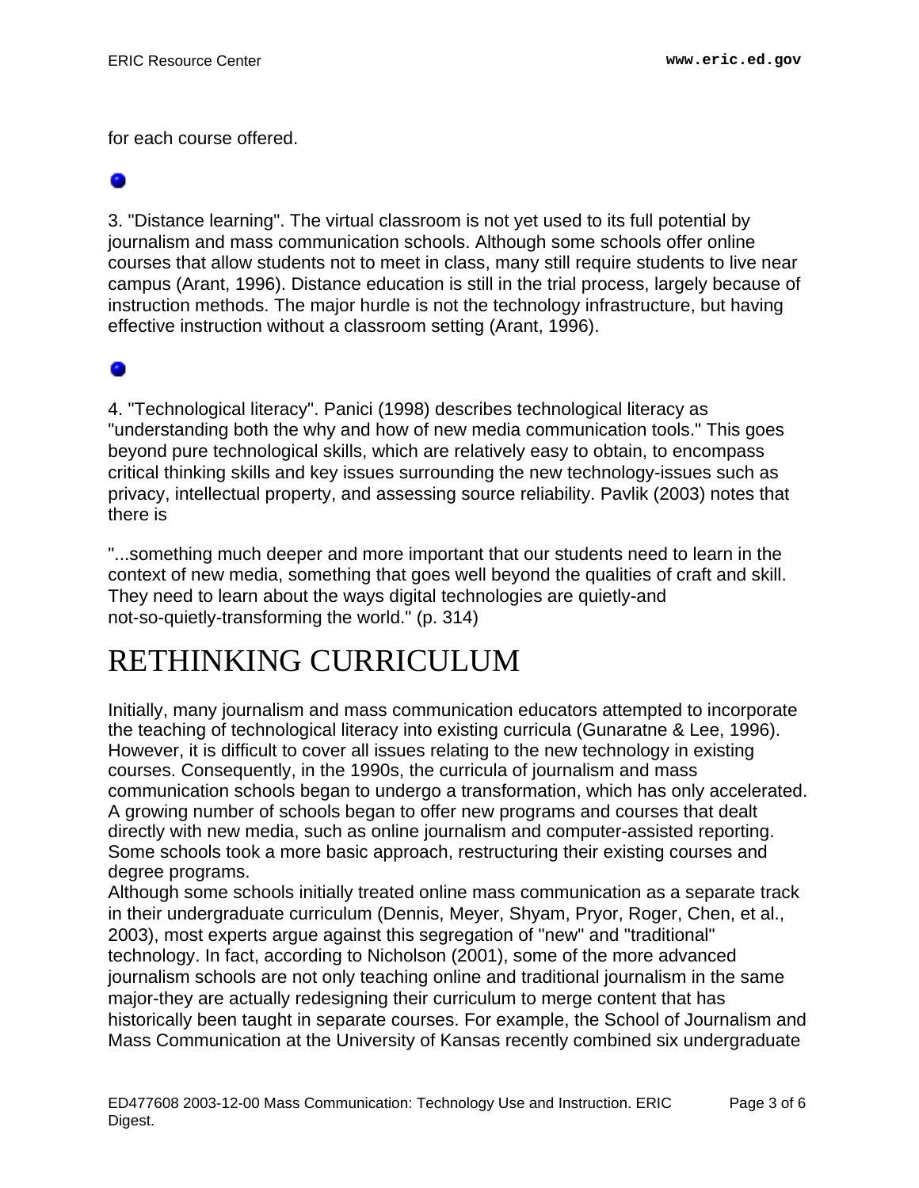for each course offered.

3. "Distance learning". The virtual classroom is not yet used to its full potential by journalism and mass communication schools. Although some schools offer online courses that allow students not to meet in class, many still require students to live near campus (Arant, 1996). Distance education is still in the trial process, largely because of instruction methods. The major hurdle is not the technology infrastructure, but having effective instruction without a classroom setting (Arant, 1996).

4. "Technological literacy". Panici (1998) describes technological literacy as "understanding both the why and how of new media communication tools." This goes beyond pure technological skills, which are relatively easy to obtain, to encompass critical thinking skills and key issues surrounding the new technology-issues such as privacy, intellectual property, and assessing source reliability. Pavlik (2003) notes that there is

"...something much deeper and more important that our students need to learn in the context of new media, something that goes well beyond the qualities of craft and skill. They need to learn about the ways digital technologies are quietly-and not-so-quietly-transforming the world." (p. 314)

# RETHINKING CURRICULUM

Initially, many journalism and mass communication educators attempted to incorporate the teaching of technological literacy into existing curricula (Gunaratne & Lee, 1996). However, it is difficult to cover all issues relating to the new technology in existing courses. Consequently, in the 1990s, the curricula of journalism and mass communication schools began to undergo a transformation, which has only accelerated. A growing number of schools began to offer new programs and courses that dealt directly with new media, such as online journalism and computer-assisted reporting. Some schools took a more basic approach, restructuring their existing courses and degree programs.

Although some schools initially treated online mass communication as a separate track in their undergraduate curriculum (Dennis, Meyer, Shyam, Pryor, Roger, Chen, et al., 2003), most experts argue against this segregation of "new" and "traditional" technology. In fact, according to Nicholson (2001), some of the more advanced journalism schools are not only teaching online and traditional journalism in the same major-they are actually redesigning their curriculum to merge content that has historically been taught in separate courses. For example, the School of Journalism and Mass Communication at the University of Kansas recently combined six undergraduate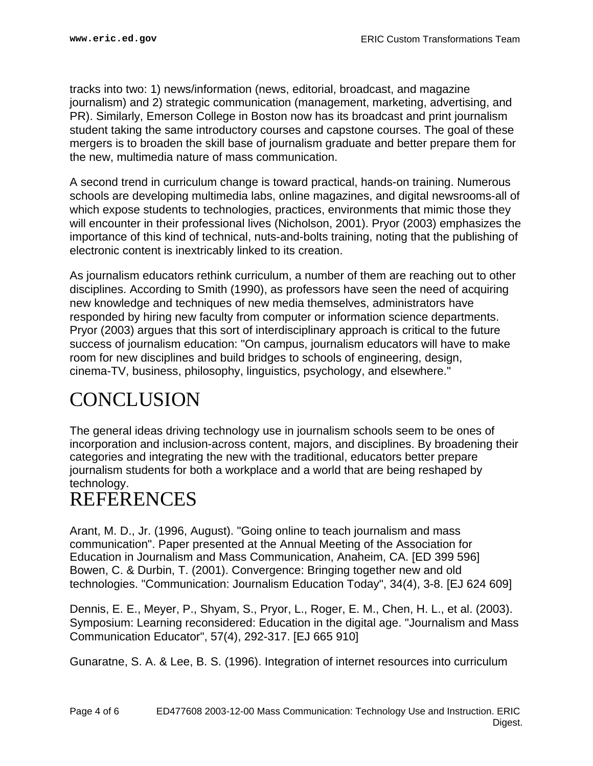tracks into two: 1) news/information (news, editorial, broadcast, and magazine journalism) and 2) strategic communication (management, marketing, advertising, and PR). Similarly, Emerson College in Boston now has its broadcast and print journalism student taking the same introductory courses and capstone courses. The goal of these mergers is to broaden the skill base of journalism graduate and better prepare them for the new, multimedia nature of mass communication.

A second trend in curriculum change is toward practical, hands-on training. Numerous schools are developing multimedia labs, online magazines, and digital newsrooms-all of which expose students to technologies, practices, environments that mimic those they will encounter in their professional lives (Nicholson, 2001). Pryor (2003) emphasizes the importance of this kind of technical, nuts-and-bolts training, noting that the publishing of electronic content is inextricably linked to its creation.

As journalism educators rethink curriculum, a number of them are reaching out to other disciplines. According to Smith (1990), as professors have seen the need of acquiring new knowledge and techniques of new media themselves, administrators have responded by hiring new faculty from computer or information science departments. Pryor (2003) argues that this sort of interdisciplinary approach is critical to the future success of journalism education: "On campus, journalism educators will have to make room for new disciplines and build bridges to schools of engineering, design, cinema-TV, business, philosophy, linguistics, psychology, and elsewhere."

# CONCLUSION

The general ideas driving technology use in journalism schools seem to be ones of incorporation and inclusion-across content, majors, and disciplines. By broadening their categories and integrating the new with the traditional, educators better prepare journalism students for both a workplace and a world that are being reshaped by technology.

# REFERENCES

Arant, M. D., Jr. (1996, August). "Going online to teach journalism and mass communication". Paper presented at the Annual Meeting of the Association for Education in Journalism and Mass Communication, Anaheim, CA. [ED 399 596]
Bowen, C. & Durbin, T. (2001). Convergence: Bringing together new and old technologies. "Communication: Journalism Education Today", 34(4), 3-8. [EJ 624 609]

Dennis, E. E., Meyer, P., Shyam, S., Pryor, L., Roger, E. M., Chen, H. L., et al. (2003). Symposium: Learning reconsidered: Education in the digital age. "Journalism and Mass Communication Educator", 57(4), 292-317. [EJ 665 910]

Gunaratne, S. A. & Lee, B. S. (1996). Integration of internet resources into curriculum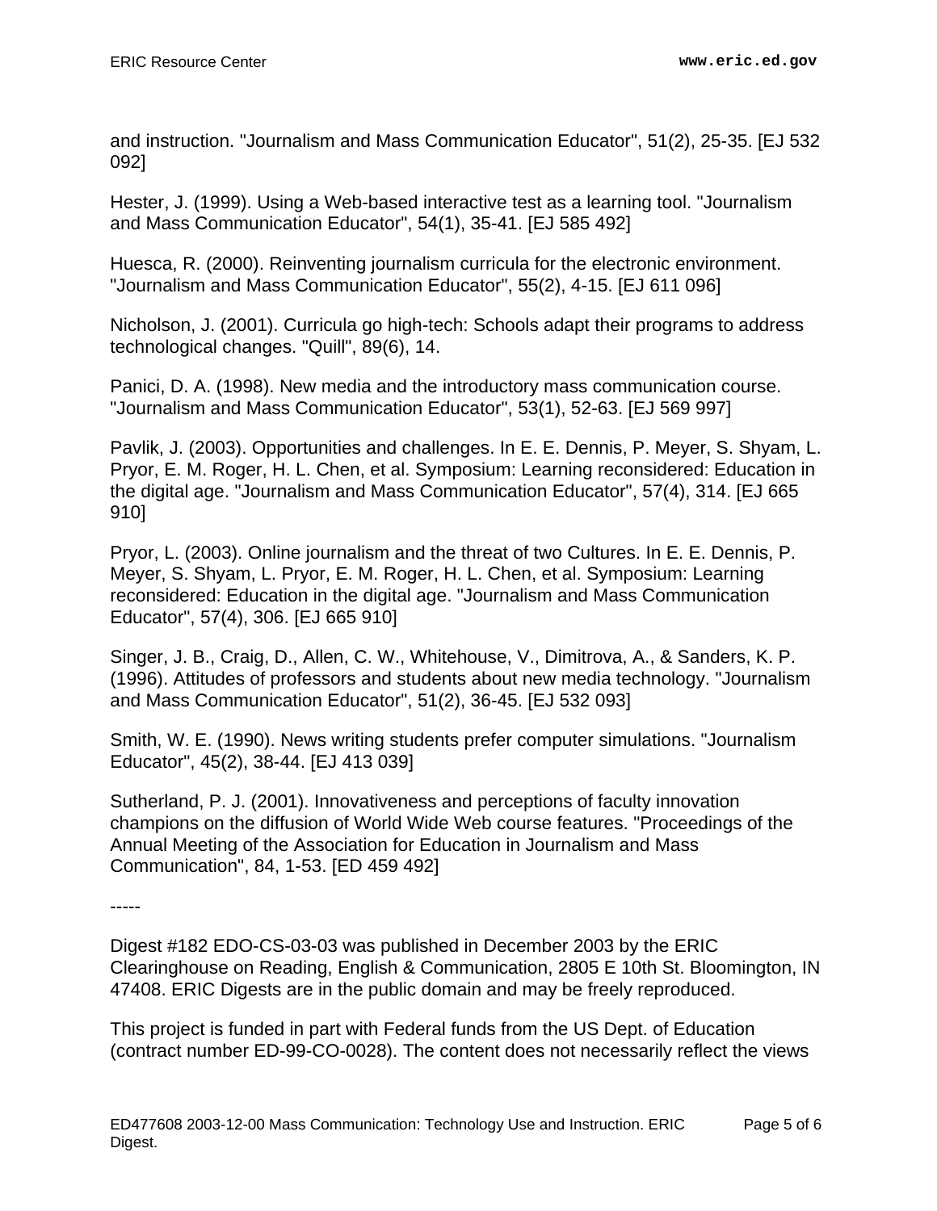and instruction. "Journalism and Mass Communication Educator", 51(2), 25-35. [EJ 532 092]

Hester, J. (1999). Using a Web-based interactive test as a learning tool. "Journalism and Mass Communication Educator", 54(1), 35-41. [EJ 585 492]

Huesca, R. (2000). Reinventing journalism curricula for the electronic environment. "Journalism and Mass Communication Educator", 55(2), 4-15. [EJ 611 096]

Nicholson, J. (2001). Curricula go high-tech: Schools adapt their programs to address technological changes. "Quill", 89(6), 14.

Panici, D. A. (1998). New media and the introductory mass communication course. "Journalism and Mass Communication Educator", 53(1), 52-63. [EJ 569 997]

Pavlik, J. (2003). Opportunities and challenges. In E. E. Dennis, P. Meyer, S. Shyam, L. Pryor, E. M. Roger, H. L. Chen, et al. Symposium: Learning reconsidered: Education in the digital age. "Journalism and Mass Communication Educator", 57(4), 314. [EJ 665 910]

Pryor, L. (2003). Online journalism and the threat of two Cultures. In E. E. Dennis, P. Meyer, S. Shyam, L. Pryor, E. M. Roger, H. L. Chen, et al. Symposium: Learning reconsidered: Education in the digital age. "Journalism and Mass Communication Educator", 57(4), 306. [EJ 665 910]

Singer, J. B., Craig, D., Allen, C. W., Whitehouse, V., Dimitrova, A., & Sanders, K. P. (1996). Attitudes of professors and students about new media technology. "Journalism and Mass Communication Educator", 51(2), 36-45. [EJ 532 093]

Smith, W. E. (1990). News writing students prefer computer simulations. "Journalism Educator", 45(2), 38-44. [EJ 413 039]

Sutherland, P. J. (2001). Innovativeness and perceptions of faculty innovation champions on the diffusion of World Wide Web course features. "Proceedings of the Annual Meeting of the Association for Education in Journalism and Mass Communication", 84, 1-53. [ED 459 492]

-----

Digest #182 EDO-CS-03-03 was published in December 2003 by the ERIC Clearinghouse on Reading, English & Communication, 2805 E 10th St. Bloomington, IN 47408. ERIC Digests are in the public domain and may be freely reproduced.

This project is funded in part with Federal funds from the US Dept. of Education (contract number ED-99-CO-0028). The content does not necessarily reflect the views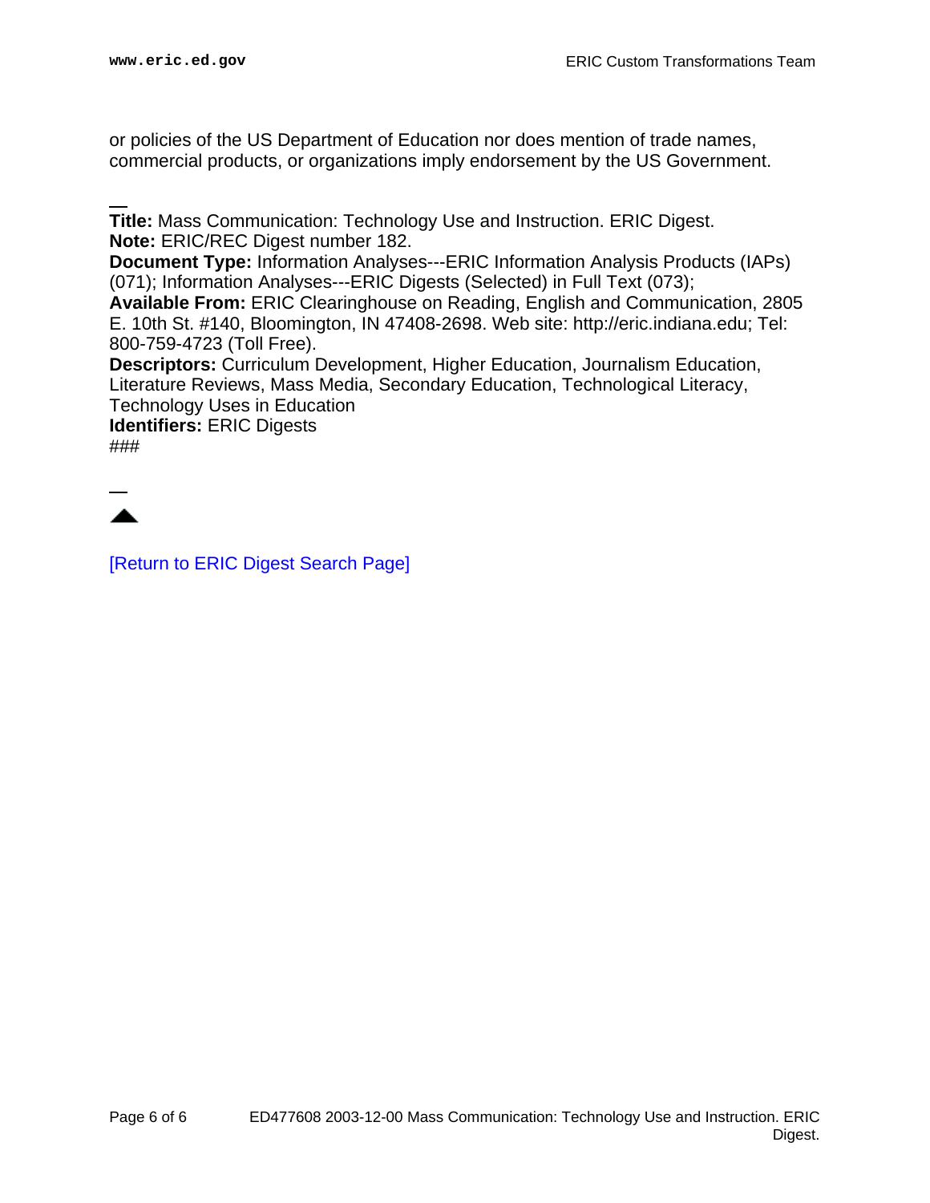or policies of the US Department of Education nor does mention of trade names, commercial products, or organizations imply endorsement by the US Government.

---

**Title:** Mass Communication: Technology Use and Instruction. ERIC Digest.
**Note:** ERIC/REC Digest number 182.
**Document Type:** Information Analyses---ERIC Information Analysis Products (IAPs) (071); Information Analyses---ERIC Digests (Selected) in Full Text (073);
**Available From:** ERIC Clearinghouse on Reading, English and Communication, 2805 E. 10th St. #140, Bloomington, IN 47408-2698. Web site: http://eric.indiana.edu; Tel: 800-759-4723 (Toll Free).
**Descriptors:** Curriculum Development, Higher Education, Journalism Education, Literature Reviews, Mass Media, Secondary Education, Technological Literacy, Technology Uses in Education
**Identifiers:** ERIC Digests
###

---

[Return to ERIC Digest Search Page]